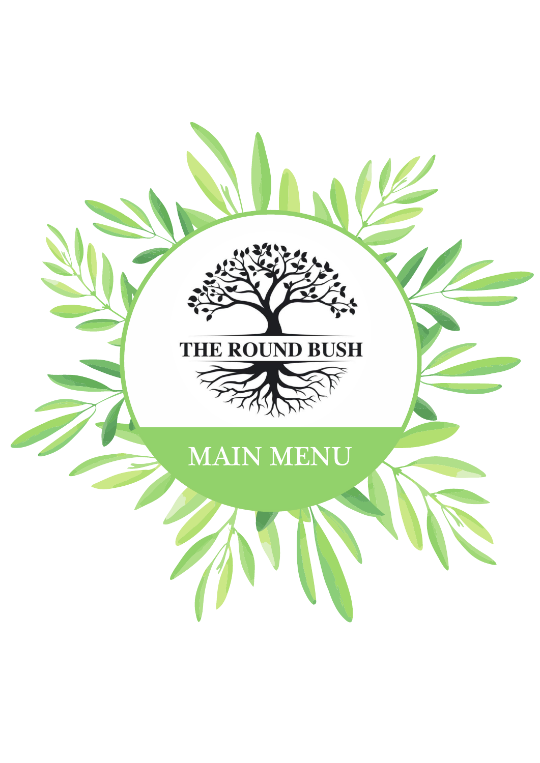# THE ROUND BUSH

## MAIN MENU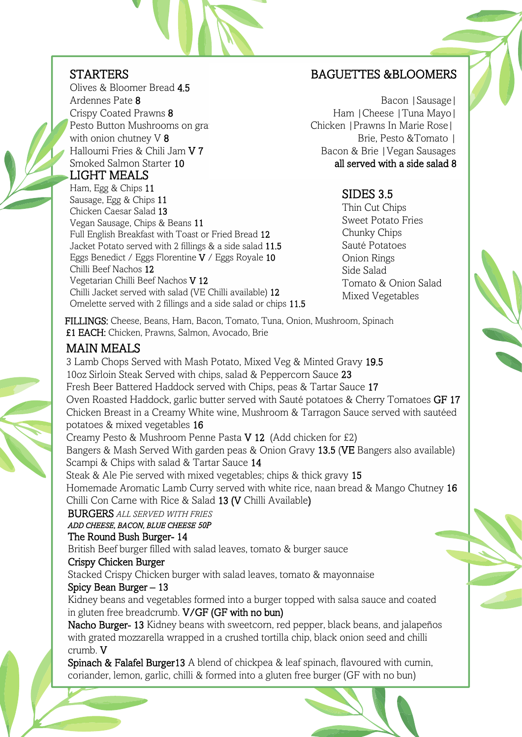## STARTERS

Olives & Bloomer Bread **4.5**
Ardennes Pate **8**
Crispy Coated Prawns **8**
Pesto Button Mushrooms on gra
with onion chutney V **8**
Halloumi Fries & Chili Jam **V 7**
Smoked Salmon Starter **10**

## LIGHT MEALS

Ham, Egg & Chips **11**
Sausage, Egg & Chips **11**
Chicken Caesar Salad **13**
Vegan Sausage, Chips & Beans **11**
Full English Breakfast with Toast or Fried Bread **12**
Jacket Potato served with 2 fillings & a side salad **11.5**
Eggs Benedict / Eggs Florentine **V** / Eggs Royale **10**
Chilli Beef Nachos **12**
Vegetarian Chilli Beef Nachos **V 12**
Chilli Jacket served with salad (VE Chilli available) **12**
Omelette served with 2 fillings and a side salad or chips **11.5**

## BAGUETTES &BLOOMERS

Bacon | Sausage |
Ham | Cheese | Tuna Mayo |
Chicken | Prawns In Marie Rose |
Brie, Pesto &Tomato |
Bacon & Brie | Vegan Sausages
**all served with a side salad 8**

## SIDES 3.5

Thin Cut Chips
Sweet Potato Fries
Chunky Chips
Sauté Potatoes
Onion Rings
Side Salad
Tomato & Onion Salad
Mixed Vegetables

**FILLINGS:** Cheese, Beans, Ham, Bacon, Tomato, Tuna, Onion, Mushroom, Spinach
**£1 EACH:** Chicken, Prawns, Salmon, Avocado, Brie

## MAIN MEALS

3 Lamb Chops Served with Mash Potato, Mixed Veg & Minted Gravy **19.5**
10oz Sirloin Steak Served with chips, salad & Peppercorn Sauce **23**
Fresh Beer Battered Haddock served with Chips, peas & Tartar Sauce **17**
Oven Roasted Haddock, garlic butter served with Sauté potatoes & Cherry Tomatoes **GF 17**
Chicken Breast in a Creamy White wine, Mushroom & Tarragon Sauce served with sautéed potatoes & mixed vegetables **16**
Creamy Pesto & Mushroom Penne Pasta **V 12** (Add chicken for £2)
Bangers & Mash Served With garden peas & Onion Gravy **13.5** (**VE** Bangers also available)
Scampi & Chips with salad & Tartar Sauce **14**
Steak & Ale Pie served with mixed vegetables; chips & thick gravy **15**
Homemade Aromatic Lamb Curry served with white rice, naan bread & Mango Chutney **16**
Chilli Con Carne with Rice & Salad **13** (**V** Chilli Available)

## BURGERS *ALL SERVED WITH FRIES*

***ADD CHEESE, BACON, BLUE CHEESE 50P***

**The Round Bush Burger- 14**
British Beef burger filled with salad leaves, tomato & burger sauce

**Crispy Chicken Burger**
Stacked Crispy Chicken burger with salad leaves, tomato & mayonnaise

**Spicy Bean Burger – 13**
Kidney beans and vegetables formed into a burger topped with salsa sauce and coated in gluten free breadcrumb. **V/GF (GF with no bun)**

**Nacho Burger- 13** Kidney beans with sweetcorn, red pepper, black beans, and jalapeños with grated mozzarella wrapped in a crushed tortilla chip, black onion seed and chilli crumb. **V**

**Spinach & Falafel Burger13** A blend of chickpea & leaf spinach, flavoured with cumin, coriander, lemon, garlic, chilli & formed into a gluten free burger (GF with no bun)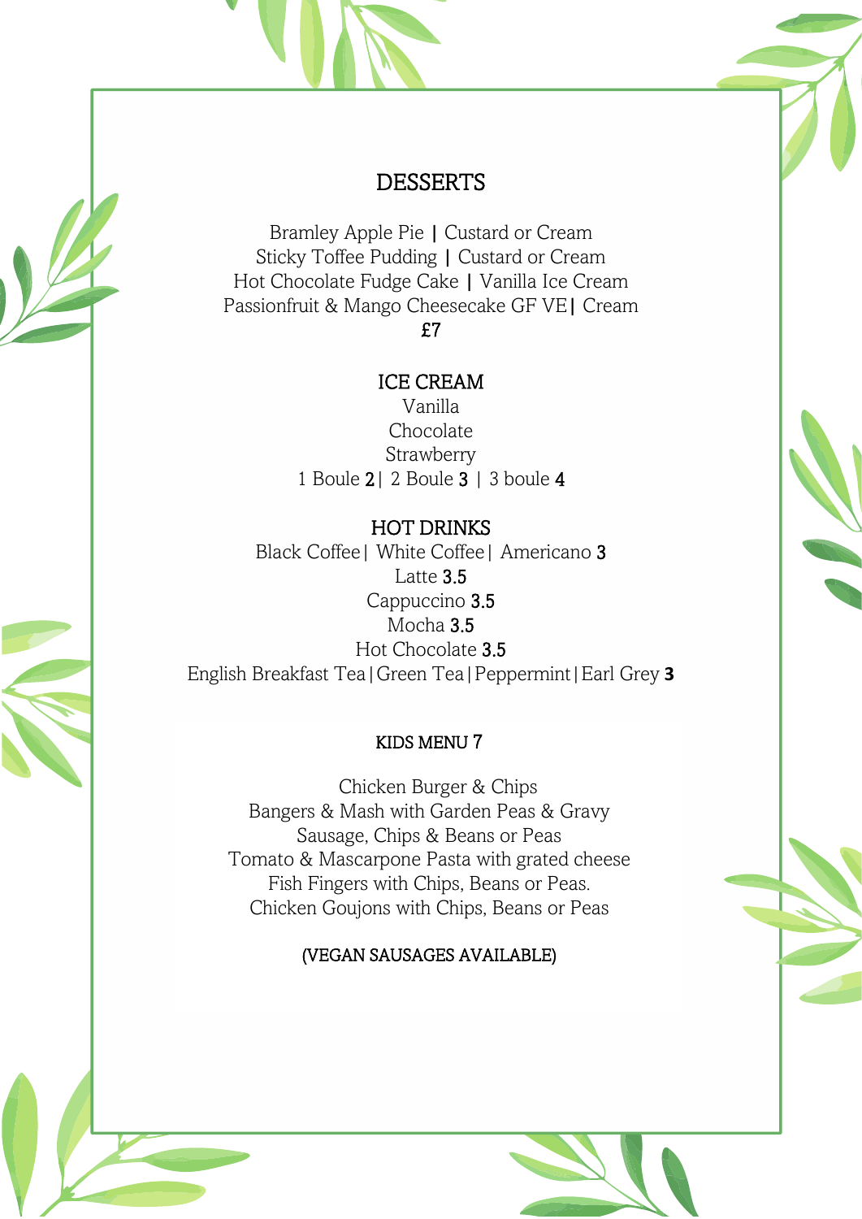## DESSERTS

Bramley Apple Pie | Custard or Cream
Sticky Toffee Pudding | Custard or Cream
Hot Chocolate Fudge Cake | Vanilla Ice Cream
Passionfruit & Mango Cheesecake GF VE| Cream
**£7**

## ICE CREAM

Vanilla
Chocolate
Strawberry
1 Boule **2**| 2 Boule **3** | 3 boule **4**

## HOT DRINKS

Black Coffee| White Coffee| Americano **3**
Latte **3.5**
Cappuccino **3.5**
Mocha **3.5**
Hot Chocolate **3.5**
English Breakfast Tea|Green Tea|Peppermint|Earl Grey **3**

## KIDS MENU 7

Chicken Burger & Chips
Bangers & Mash with Garden Peas & Gravy
Sausage, Chips & Beans or Peas
Tomato & Mascarpone Pasta with grated cheese
Fish Fingers with Chips, Beans or Peas.
Chicken Goujons with Chips, Beans or Peas

(VEGAN SAUSAGES AVAILABLE)